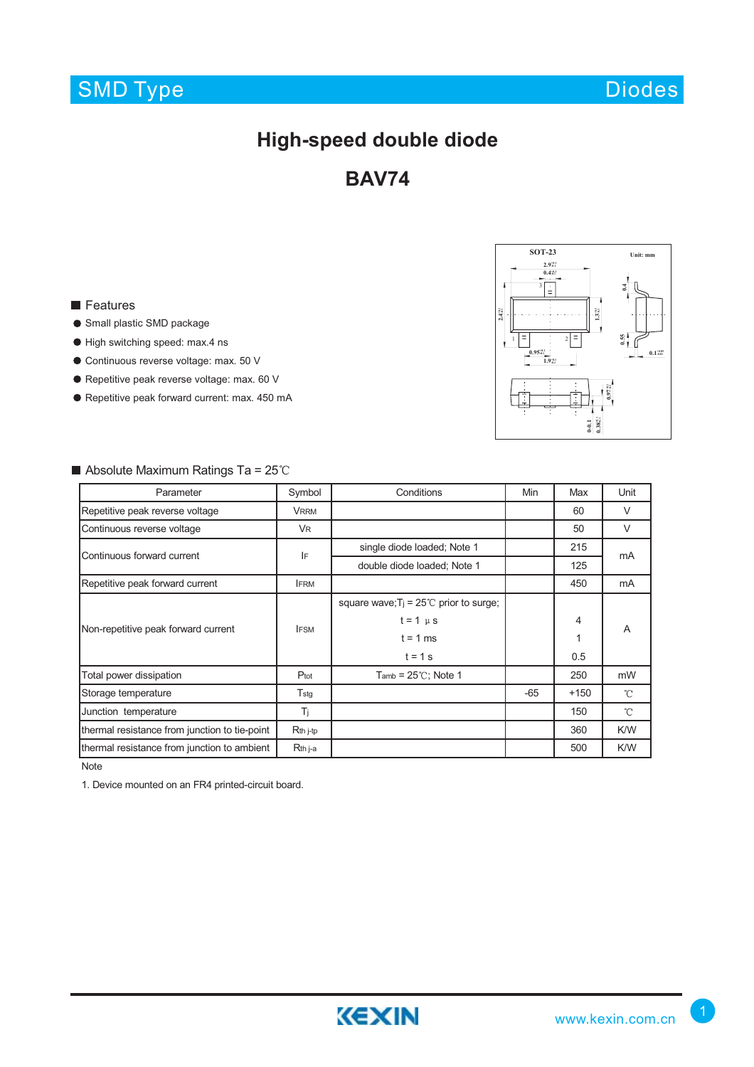SMD Type Diodes

# High-speed double diode

# BAV74

## Features

- Small plastic SMD package
- High switching speed: max.4 ns
- Continuous reverse voltage: max. 50 V
- Repetitive peak reverse voltage: max. 60 V
- Repetitive peak forward current: max. 450 mA

## Absolute Maximum Ratings Ta = 25℃

| Parameter | Symbol | Conditions | Min | Max | Unit |
|---|---|---|---|---|---|
| Repetitive peak reverse voltage | $V_{RRM}$ | | | 60 | V |
| Continuous reverse voltage | $V_R$ | | | 50 | V |
| Continuous forward current | $I_F$ | single diode loaded; Note 1 | | 215 | mA |
| | | double diode loaded; Note 1 | | 125 | |
| Repetitive peak forward current | $I_{FRM}$ | | | 450 | mA |
| Non-repetitive peak forward current | $I_{FSM}$ | square wave; $T_j$ = 25℃ prior to surge; | | | A |
| | | t = 1 µs | | 4 | |
| | | t = 1 ms | | 1 | |
| | | t = 1 s | | 0.5 | |
| Total power dissipation | $P_{tot}$ | $T_{amb}$ = 25℃; Note 1 | | 250 | mW |
| Storage temperature | $T_{stg}$ | | -65 | +150 | ℃ |
| Junction temperature | $T_j$ | | | 150 | ℃ |
| thermal resistance from junction to tie-point | $R_{th\ j\text{-}tp}$ | | | 360 | K/W |
| thermal resistance from junction to ambient | $R_{th\ j\text{-}a}$ | | | 500 | K/W |

Note

1. Device mounted on an FR4 printed-circuit board.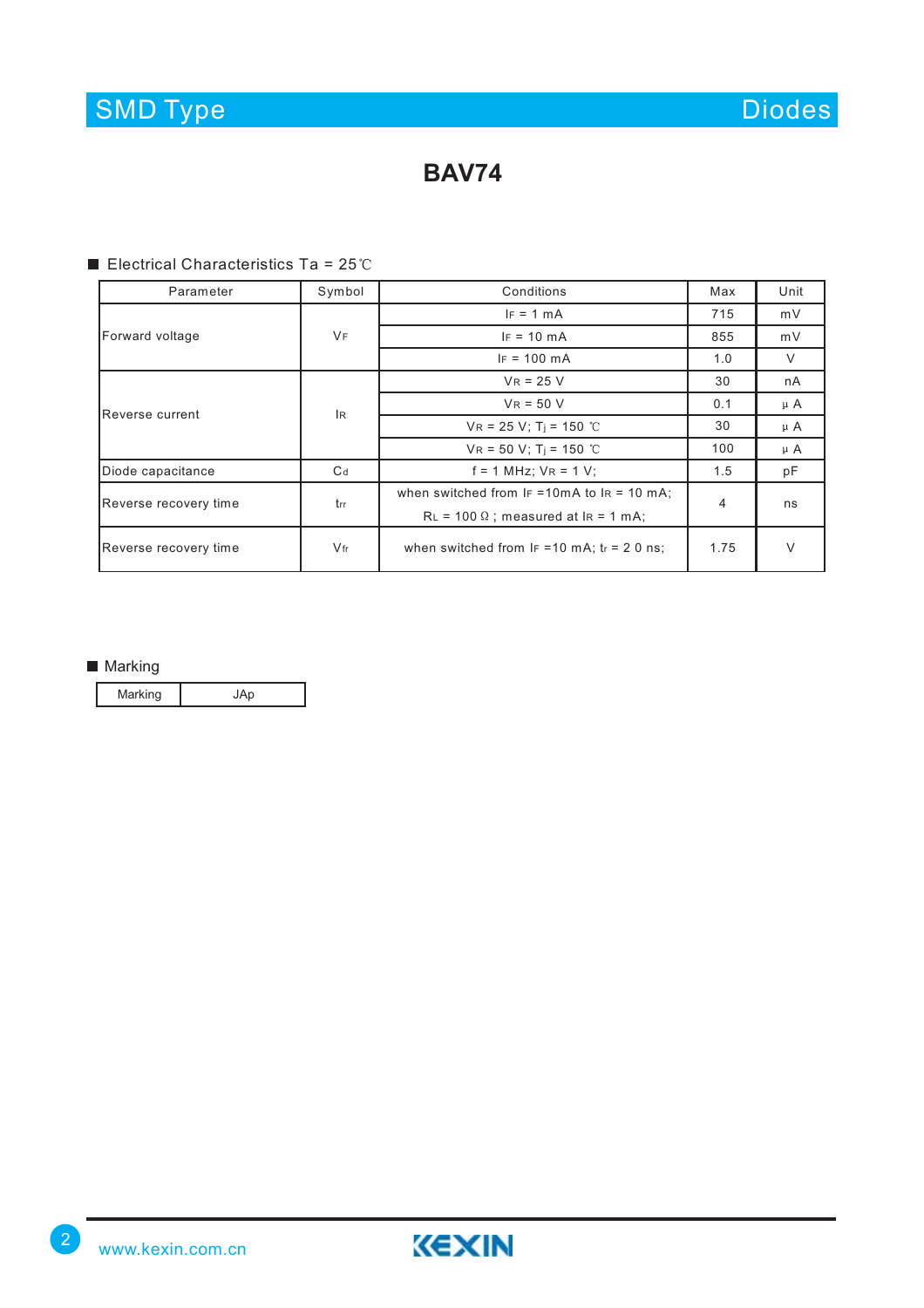# BAV74

## Electrical Characteristics Ta = 25℃

| Parameter | Symbol | Conditions | Max | Unit |
|---|---|---|---|---|
| Forward voltage | $V_F$ | $I_F$ = 1 mA | 715 | mV |
| | | $I_F$ = 10 mA | 855 | mV |
| | | $I_F$ = 100 mA | 1.0 | V |
| Reverse current | $I_R$ | $V_R$ = 25 V | 30 | nA |
| | | $V_R$ = 50 V | 0.1 | μA |
| | | $V_R$ = 25 V; $T_j$ = 150 ℃ | 30 | μA |
| | | $V_R$ = 50 V; $T_j$ = 150 ℃ | 100 | μA |
| Diode capacitance | $C_d$ | f = 1 MHz; $V_R$ = 1 V; | 1.5 | pF |
| Reverse recovery time | $t_{rr}$ | when switched from $I_F$ =10mA to $I_R$ = 10 mA; $R_L$ = 100 Ω ; measured at $I_R$ = 1 mA; | 4 | ns |
| Reverse recovery time | $V_{fr}$ | when switched from $I_F$ =10 mA; $t_r$ = 2 0 ns; | 1.75 | V |

## Marking

| Marking | JAp |
|---|---|